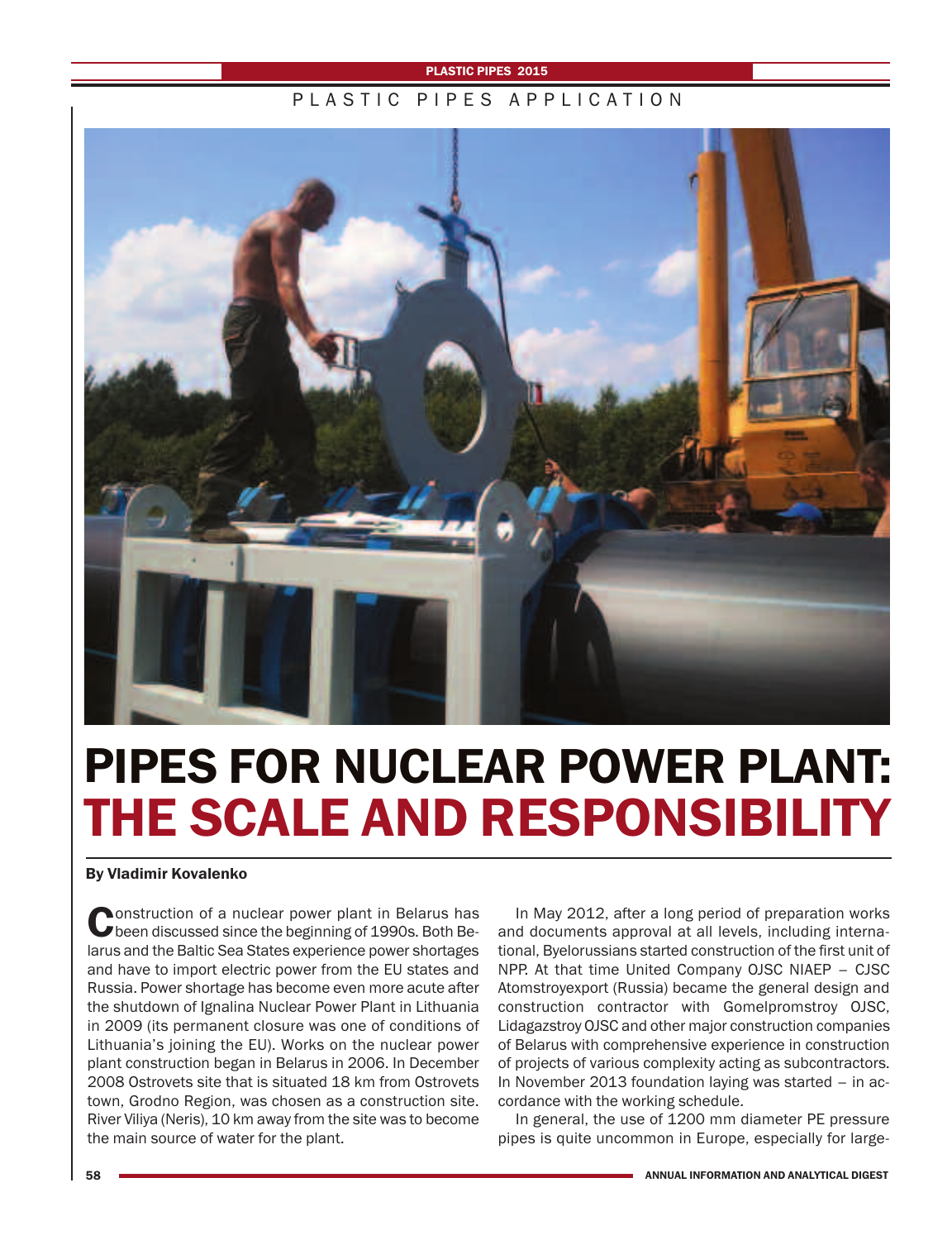# PIPES FOR NUCLEAR POWER PLANT: THE SCALE AND RESPONSIBILITY

**By Vladimir Kovalenko**

Construction of a nuclear power plant in Belarus has been discussed since the beginning of 1990s. Both Belarus and the Baltic Sea States experience power shortages and have to import electric power from the EU states and Russia. Power shortage has become even more acute after the shutdown of Ignalina Nuclear Power Plant in Lithuania in 2009 (its permanent closure was one of conditions of Lithuania's joining the EU). Works on the nuclear power plant construction began in Belarus in 2006. In December 2008 Ostrovets site that is situated 18 km from Ostrovets town, Grodno Region, was chosen as a construction site. River Viliya (Neris), 10 km away from the site was to become the main source of water for the plant.

In May 2012, after a long period of preparation works and documents approval at all levels, including international, Byelorussians started construction of the first unit of NPP. At that time United Company OJSC NIAEP – CJSC Atomstroyexport (Russia) became the general design and construction contractor with Gomelpromstroy OJSC, Lidagazstroy OJSC and other major construction companies of Belarus with comprehensive experience in construction of projects of various complexity acting as subcontractors. In November 2013 foundation laying was started – in accordance with the working schedule.

In general, the use of 1200 mm diameter PE pressure pipes is quite uncommon in Europe, especially for large-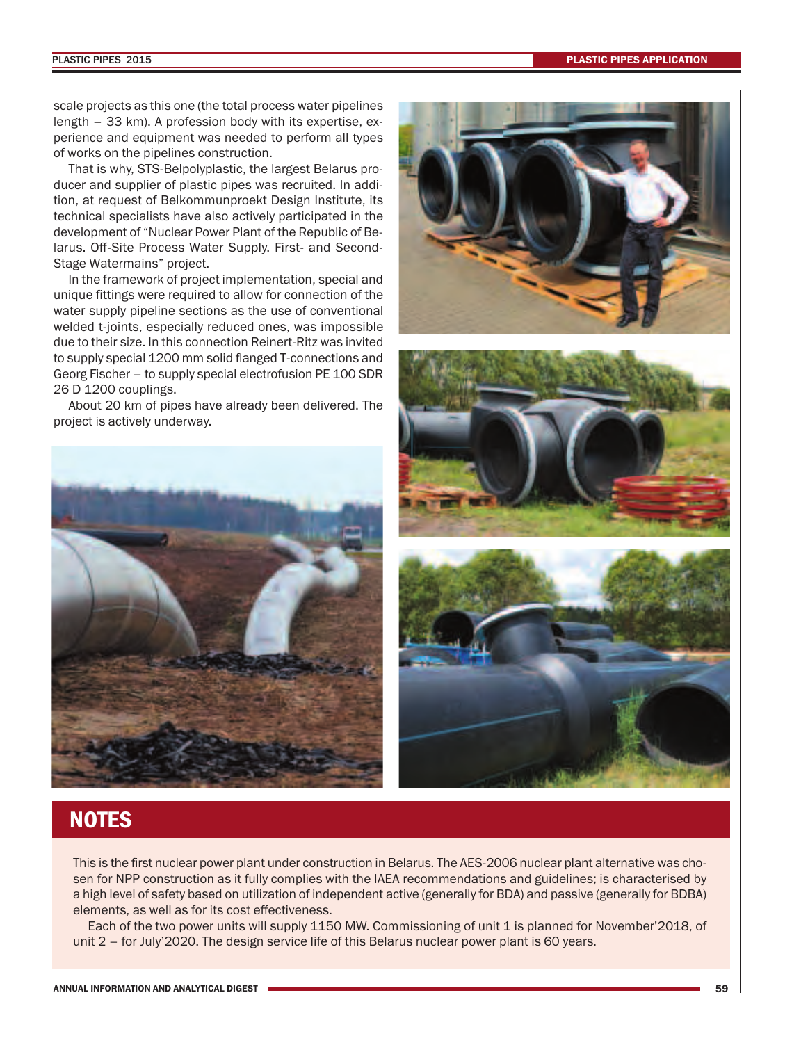scale projects as this one (the total process water pipelines length – 33 km). A profession body with its expertise, experience and equipment was needed to perform all types of works on the pipelines construction.

That is why, STS-Belpolyplastic, the largest Belarus producer and supplier of plastic pipes was recruited. In addition, at request of Belkommunproekt Design Institute, its technical specialists have also actively participated in the development of "Nuclear Power Plant of the Republic of Belarus. Off-Site Process Water Supply. First- and Second-Stage Watermains" project.

In the framework of project implementation, special and unique fittings were required to allow for connection of the water supply pipeline sections as the use of conventional welded t-joints, especially reduced ones, was impossible due to their size. In this connection Reinert-Ritz was invited to supply special 1200 mm solid flanged T-connections and Georg Fischer – to supply special electrofusion PE 100 SDR 26 D 1200 couplings.

About 20 km of pipes have already been delivered. The project is actively underway.

## NOTES

This is the first nuclear power plant under construction in Belarus. The AES-2006 nuclear plant alternative was chosen for NPP construction as it fully complies with the IAEA recommendations and guidelines; is characterised by a high level of safety based on utilization of independent active (generally for BDA) and passive (generally for BDBA) elements, as well as for its cost effectiveness.

Each of the two power units will supply 1150 MW. Commissioning of unit 1 is planned for November'2018, of unit 2 – for July'2020. The design service life of this Belarus nuclear power plant is 60 years.